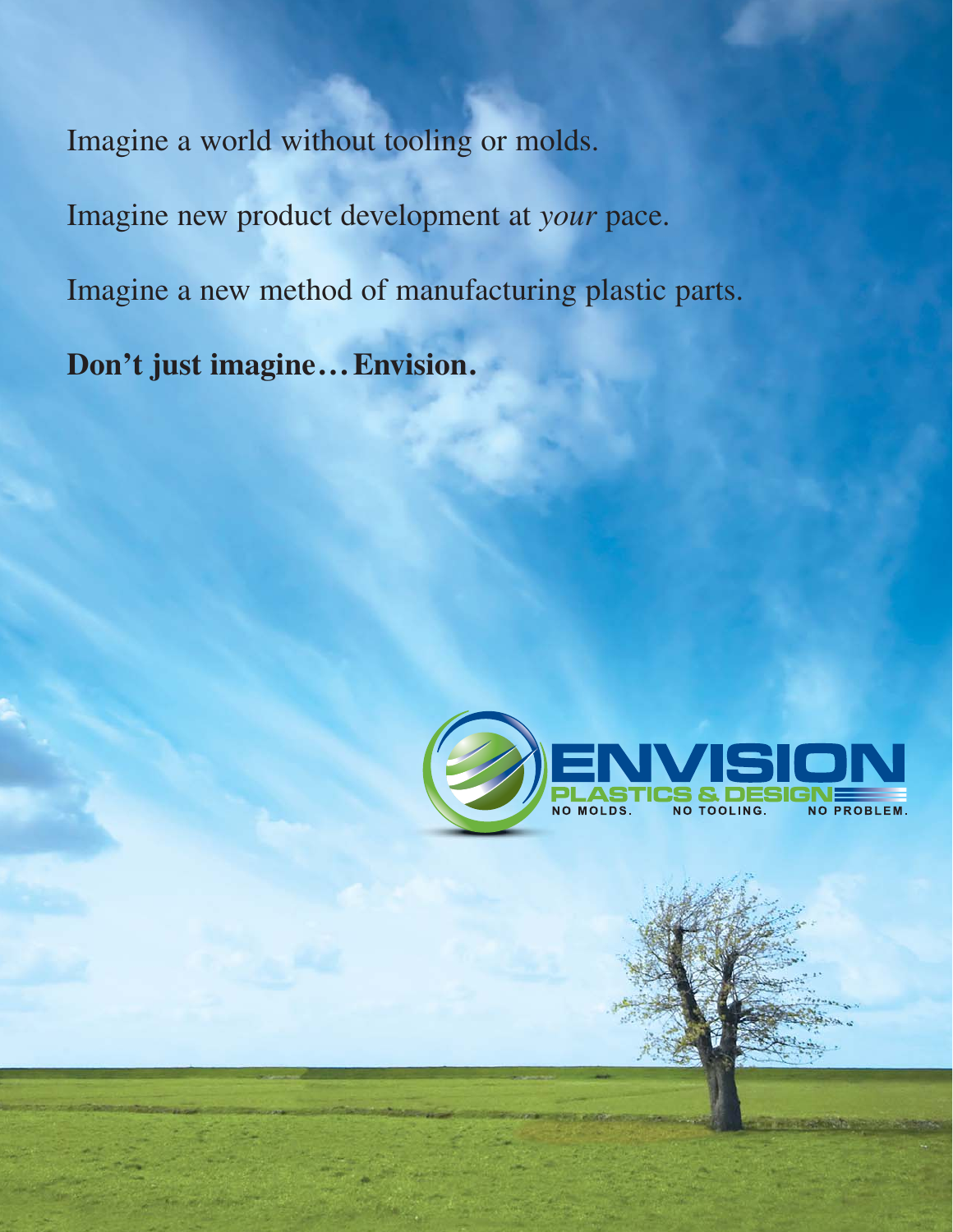Imagine a world without tooling or molds.

Imagine new product development at *your* pace.

Imagine a new method of manufacturing plastic parts.

**Don't just imagine... Envision.**

ENVISION

PLASTICS & DESIGN

NO MOLDS. NO TOOLING. NO PROBLEM.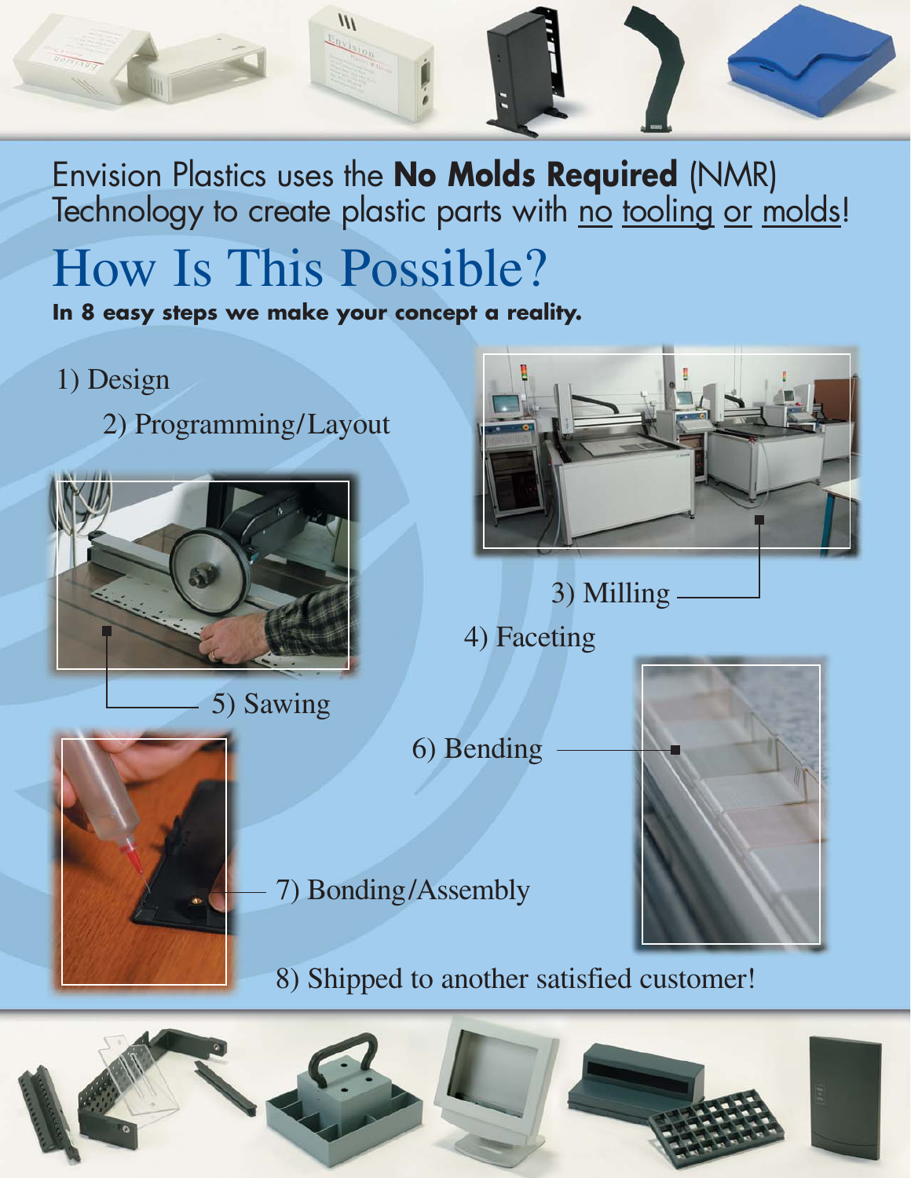Envision Plastics uses the **No Molds Required** (NMR) Technology to create plastic parts with no tooling or molds!

# How Is This Possible?

**In 8 easy steps we make your concept a reality.**

1) Design
2) Programming/Layout
3) Milling
4) Faceting
5) Sawing
6) Bending
7) Bonding/Assembly
8) Shipped to another satisfied customer!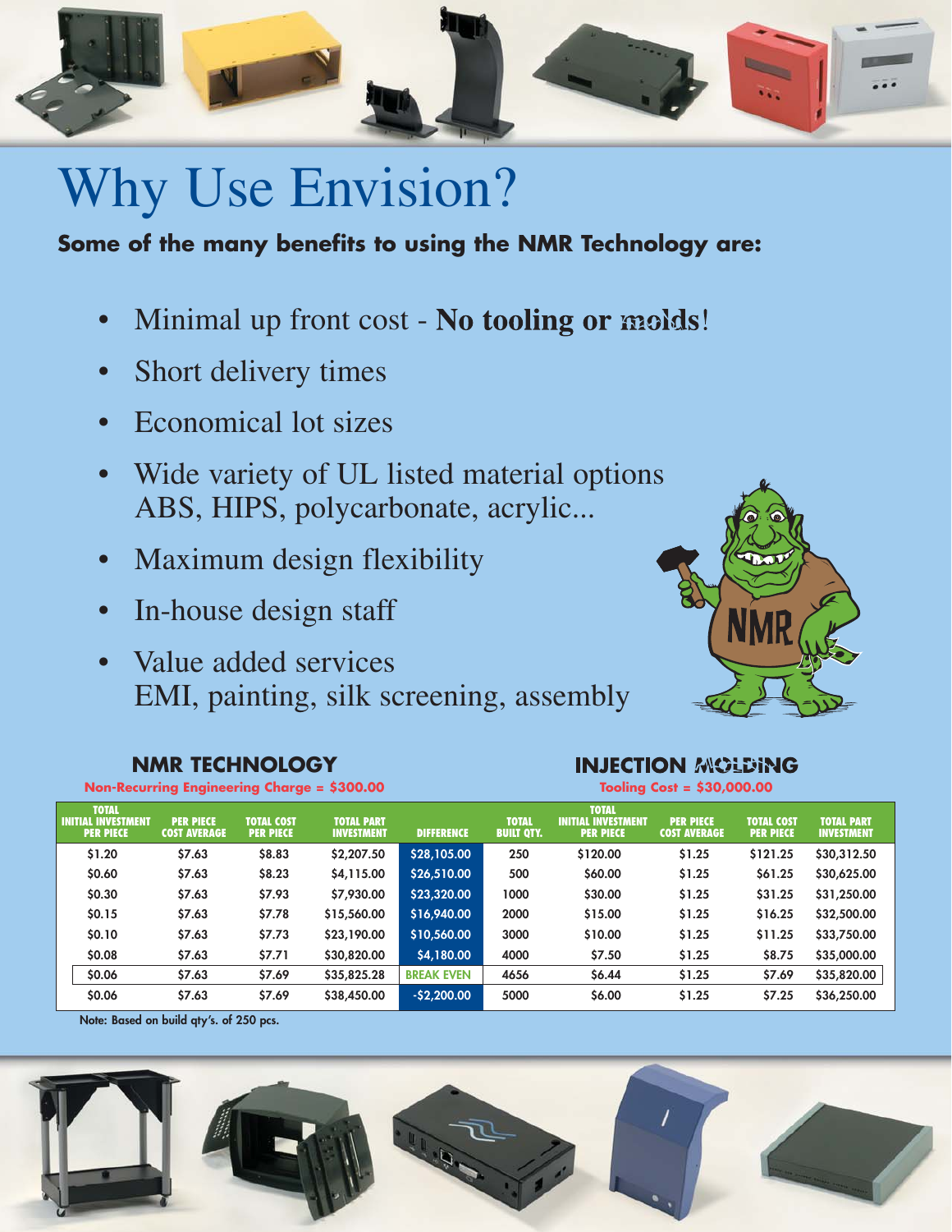# Why Use Envision?

**Some of the many benefits to using the NMR Technology are:**

- Minimal up front cost - **No tooling or molds**!
- Short delivery times
- Economical lot sizes
- Wide variety of UL listed material options
  ABS, HIPS, polycarbonate, acrylic...
- Maximum design flexibility
- In-house design staff
- Value added services
  EMI, painting, silk screening, assembly

| NMR TECHNOLOGY<br>Non-Recurring Engineering Charge = $300.00 | | | | | | INJECTION MOLDING<br>Tooling Cost = $30,000.00 | | | |
|---|---|---|---|---|---|---|---|---|---|
| TOTAL INITIAL INVESTMENT PER PIECE | PER PIECE COST AVERAGE | TOTAL COST PER PIECE | TOTAL PART INVESTMENT | DIFFERENCE | TOTAL BUILT QTY. | TOTAL INITIAL INVESTMENT PER PIECE | PER PIECE COST AVERAGE | TOTAL COST PER PIECE | TOTAL PART INVESTMENT |
| $1.20 | $7.63 | $8.83 | $2,207.50 | $28,105.00 | 250 | $120.00 | $1.25 | $121.25 | $30,312.50 |
| $0.60 | $7.63 | $8.23 | $4,115.00 | $26,510.00 | 500 | $60.00 | $1.25 | $61.25 | $30,625.00 |
| $0.30 | $7.63 | $7.93 | $7,930.00 | $23,320.00 | 1000 | $30.00 | $1.25 | $31.25 | $31,250.00 |
| $0.15 | $7.63 | $7.78 | $15,560.00 | $16,940.00 | 2000 | $15.00 | $1.25 | $16.25 | $32,500.00 |
| $0.10 | $7.63 | $7.73 | $23,190.00 | $10,560.00 | 3000 | $10.00 | $1.25 | $11.25 | $33,750.00 |
| $0.08 | $7.63 | $7.71 | $30,820.00 | $4,180.00 | 4000 | $7.50 | $1.25 | $8.75 | $35,000.00 |
| $0.06 | $7.63 | $7.69 | $35,825.28 | BREAK EVEN | 4656 | $6.44 | $1.25 | $7.69 | $35,820.00 |
| $0.06 | $7.63 | $7.69 | $38,450.00 | -$2,200.00 | 5000 | $6.00 | $1.25 | $7.25 | $36,250.00 |

Note: Based on build qty's. of 250 pcs.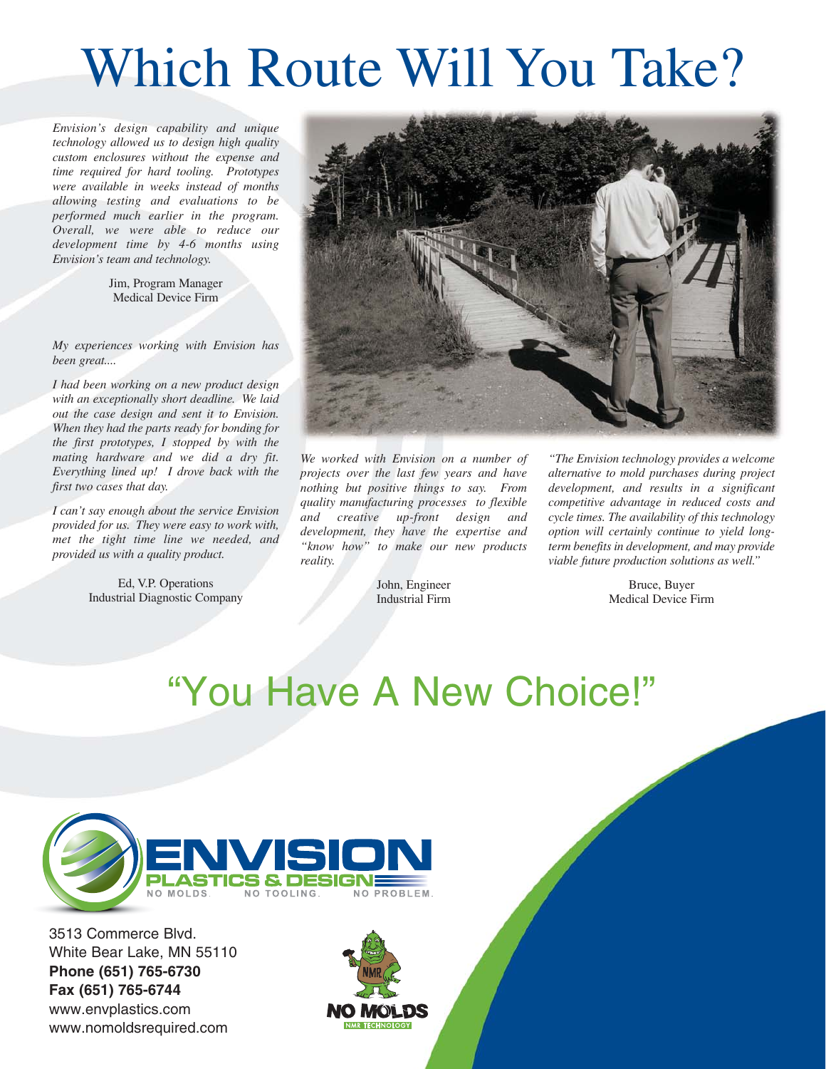# Which Route Will You Take?

*Envision's design capability and unique technology allowed us to design high quality custom enclosures without the expense and time required for hard tooling. Prototypes were available in weeks instead of months allowing testing and evaluations to be performed much earlier in the program. Overall, we were able to reduce our development time by 4-6 months using Envision's team and technology.*

Jim, Program Manager
Medical Device Firm

*My experiences working with Envision has been great....*

*I had been working on a new product design with an exceptionally short deadline. We laid out the case design and sent it to Envision. When they had the parts ready for bonding for the first prototypes, I stopped by with the mating hardware and we did a dry fit. Everything lined up! I drove back with the first two cases that day.*

*I can't say enough about the service Envision provided for us. They were easy to work with, met the tight time line we needed, and provided us with a quality product.*

Ed, V.P. Operations
Industrial Diagnostic Company

*We worked with Envision on a number of projects over the last few years and have nothing but positive things to say. From quality manufacturing processes to flexible and creative up-front design and development, they have the expertise and "know how" to make our new products reality.*

John, Engineer
Industrial Firm

*"The Envision technology provides a welcome alternative to mold purchases during project development, and results in a significant competitive advantage in reduced costs and cycle times. The availability of this technology option will certainly continue to yield long-term benefits in development, and may provide viable future production solutions as well."*

Bruce, Buyer
Medical Device Firm

## "You Have A New Choice!"

ENVISION PLASTICS & DESIGN
NO MOLDS. NO TOOLING. NO PROBLEM.

3513 Commerce Blvd.
White Bear Lake, MN 55110
**Phone (651) 765-6730**
**Fax (651) 765-6744**
www.envplastics.com
www.nomoldsrequired.com

NO MOLDS
NMR TECHNOLOGY